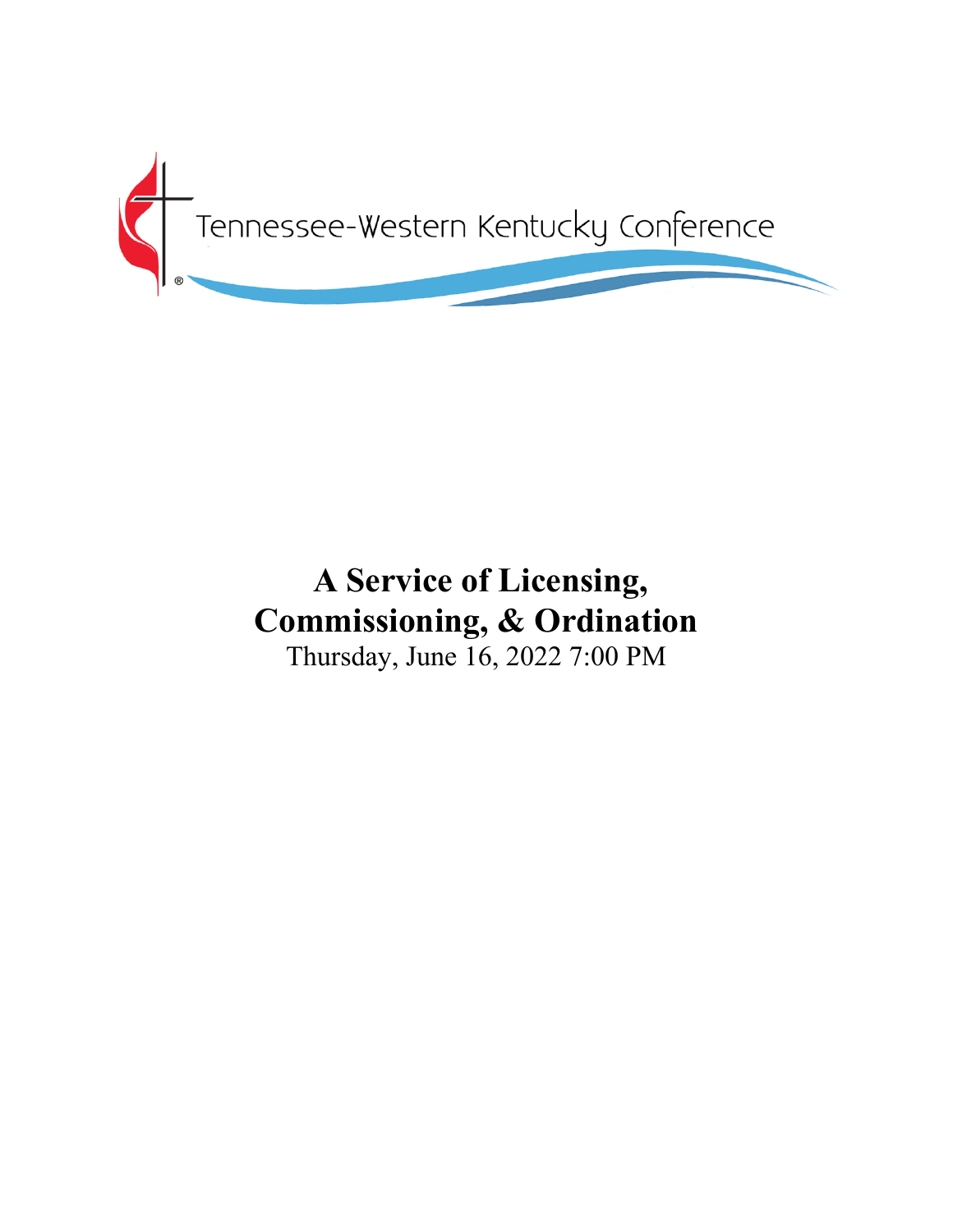Tennessee-Western Kentucky Conference

# A Service of Licensing, Commissioning, & Ordination

Thursday, June 16, 2022 7:00 PM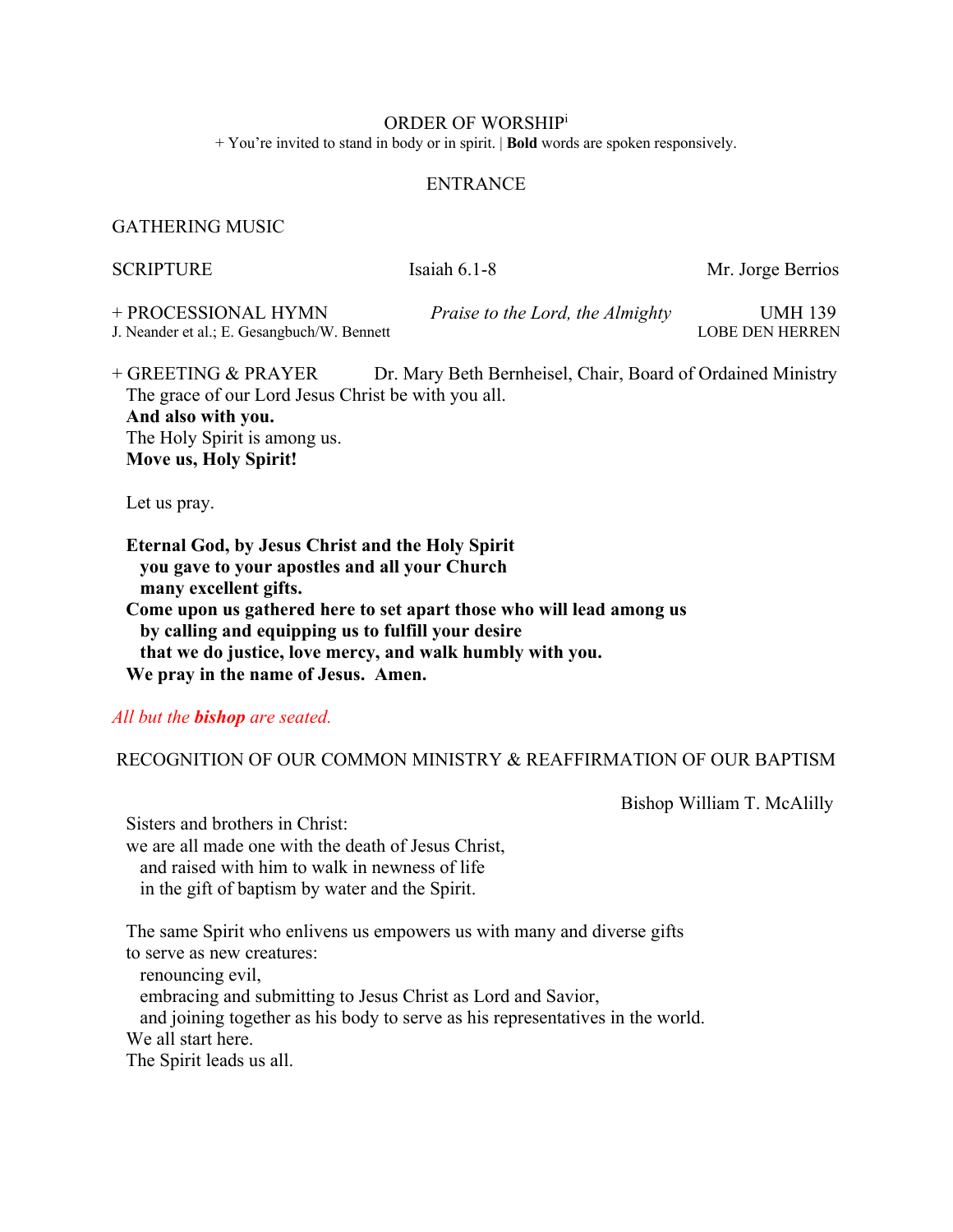# ORDER OF WORSHIP[i]

+ You're invited to stand in body or in spirit. | **Bold** words are spoken responsively.

## ENTRANCE

GATHERING MUSIC

SCRIPTURE　　Isaiah 6.1-8　　Mr. Jorge Berrios

+ PROCESSIONAL HYMN　　*Praise to the Lord, the Almighty*　　UMH 139
J. Neander et al.; E. Gesangbuch/W. Bennett　　LOBE DEN HERREN

+ GREETING & PRAYER　　Dr. Mary Beth Bernheisel, Chair, Board of Ordained Ministry

The grace of our Lord Jesus Christ be with you all.
**And also with you.**
The Holy Spirit is among us.
**Move us, Holy Spirit!**

Let us pray.

**Eternal God, by Jesus Christ and the Holy Spirit**
**you gave to your apostles and all your Church**
**many excellent gifts.**
**Come upon us gathered here to set apart those who will lead among us**
**by calling and equipping us to fulfill your desire**
**that we do justice, love mercy, and walk humbly with you.**
**We pray in the name of Jesus. Amen.**

*All but the* ***bishop*** *are seated.*

## RECOGNITION OF OUR COMMON MINISTRY & REAFFIRMATION OF OUR BAPTISM

Bishop William T. McAlilly

Sisters and brothers in Christ:
we are all made one with the death of Jesus Christ,
and raised with him to walk in newness of life
in the gift of baptism by water and the Spirit.

The same Spirit who enlivens us empowers us with many and diverse gifts
to serve as new creatures:
renouncing evil,
embracing and submitting to Jesus Christ as Lord and Savior,
and joining together as his body to serve as his representatives in the world.
We all start here.
The Spirit leads us all.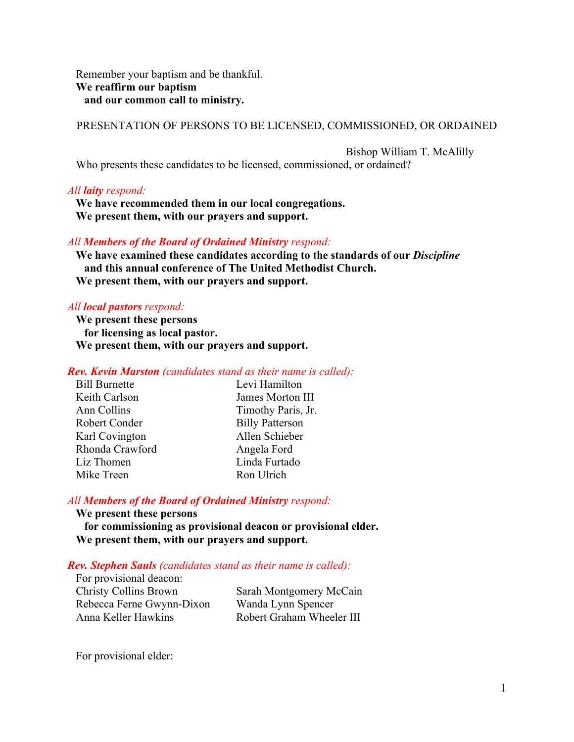Remember your baptism and be thankful.
**We reaffirm our baptism**
**and our common call to ministry.**

PRESENTATION OF PERSONS TO BE LICENSED, COMMISSIONED, OR ORDAINED

Bishop William T. McAlilly

Who presents these candidates to be licensed, commissioned, or ordained?

*All **laity** respond:*

**We have recommended them in our local congregations.**
**We present them, with our prayers and support.**

*All **Members of the Board of Ordained Ministry** respond:*

**We have examined these candidates according to the standards of our *Discipline***
**and this annual conference of The United Methodist Church.**
**We present them, with our prayers and support.**

*All **local pastors** respond:*

**We present these persons**
**for licensing as local pastor.**
**We present them, with our prayers and support.**

***Rev. Kevin Marston** (candidates stand as their name is called):*

| | |
|---|---|
| Bill Burnette | Levi Hamilton |
| Keith Carlson | James Morton III |
| Ann Collins | Timothy Paris, Jr. |
| Robert Conder | Billy Patterson |
| Karl Covington | Allen Schieber |
| Rhonda Crawford | Angela Ford |
| Liz Thomen | Linda Furtado |
| Mike Treen | Ron Ulrich |

*All **Members of the Board of Ordained Ministry** respond:*

**We present these persons**
**for commissioning as provisional deacon or provisional elder.**
**We present them, with our prayers and support.**

***Rev. Stephen Sauls** (candidates stand as their name is called):*

For provisional deacon:

| | |
|---|---|
| Christy Collins Brown | Sarah Montgomery McCain |
| Rebecca Ferne Gwynn-Dixon | Wanda Lynn Spencer |
| Anna Keller Hawkins | Robert Graham Wheeler III |

For provisional elder: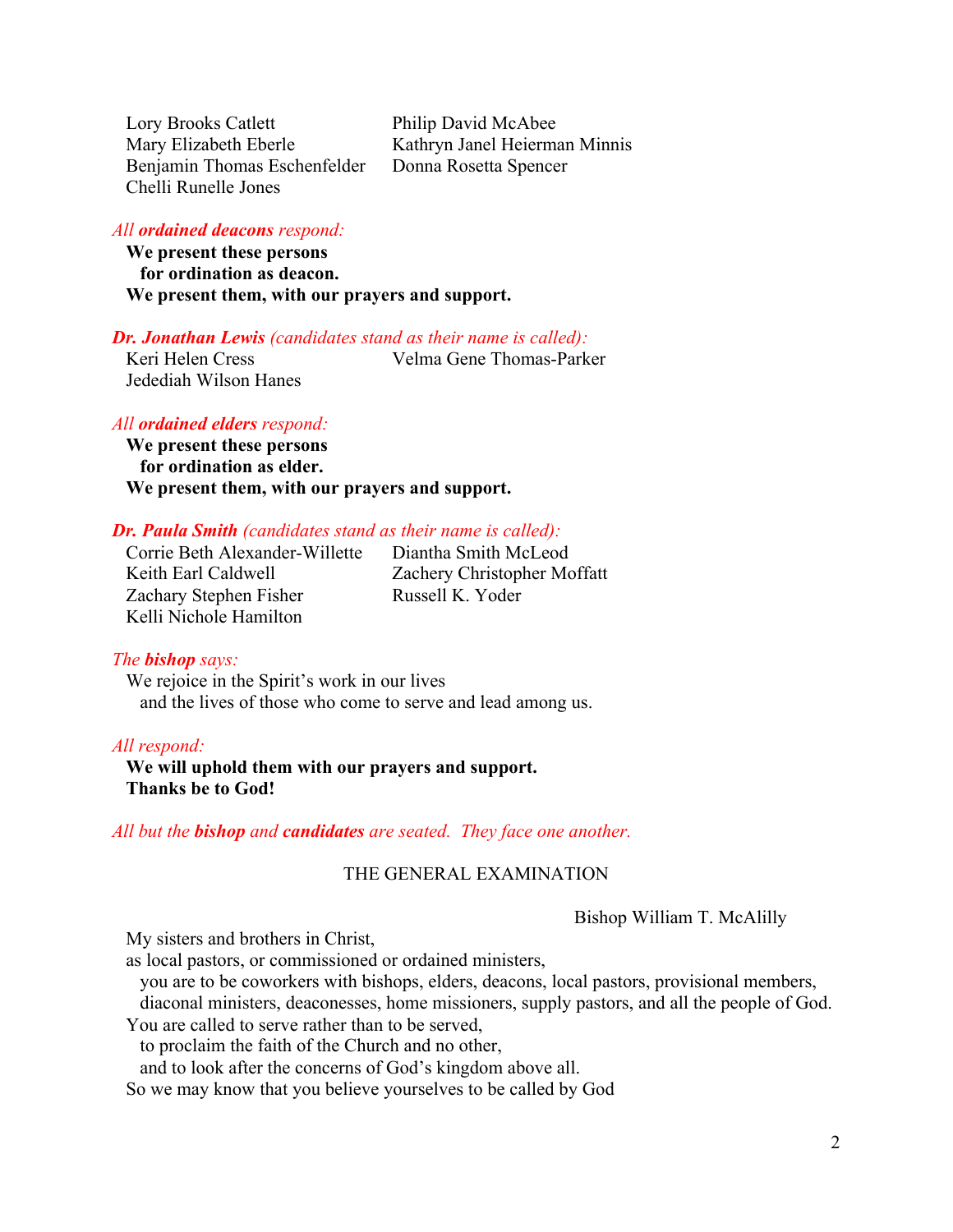Lory Brooks Catlett
Mary Elizabeth Eberle
Benjamin Thomas Eschenfelder
Chelli Runelle Jones
Philip David McAbee
Kathryn Janel Heierman Minnis
Donna Rosetta Spencer

*All* ***ordained deacons*** *respond:*

**We present these persons**
**for ordination as deacon.**
**We present them, with our prayers and support.**

***Dr. Jonathan Lewis*** *(candidates stand as their name is called):*

Keri Helen Cress
Jedediah Wilson Hanes
Velma Gene Thomas-Parker

*All* ***ordained elders*** *respond:*

**We present these persons**
**for ordination as elder.**
**We present them, with our prayers and support.**

***Dr. Paula Smith*** *(candidates stand as their name is called):*

Corrie Beth Alexander-Willette
Keith Earl Caldwell
Zachary Stephen Fisher
Kelli Nichole Hamilton
Diantha Smith McLeod
Zachery Christopher Moffatt
Russell K. Yoder

*The* ***bishop*** *says:*

We rejoice in the Spirit's work in our lives
and the lives of those who come to serve and lead among us.

*All respond:*

**We will uphold them with our prayers and support.**
**Thanks be to God!**

*All but the* ***bishop*** *and* ***candidates*** *are seated. They face one another.*

## THE GENERAL EXAMINATION

Bishop William T. McAlilly

My sisters and brothers in Christ,
as local pastors, or commissioned or ordained ministers,
you are to be coworkers with bishops, elders, deacons, local pastors, provisional members, diaconal ministers, deaconesses, home missioners, supply pastors, and all the people of God.
You are called to serve rather than to be served,
to proclaim the faith of the Church and no other,
and to look after the concerns of God's kingdom above all.
So we may know that you believe yourselves to be called by God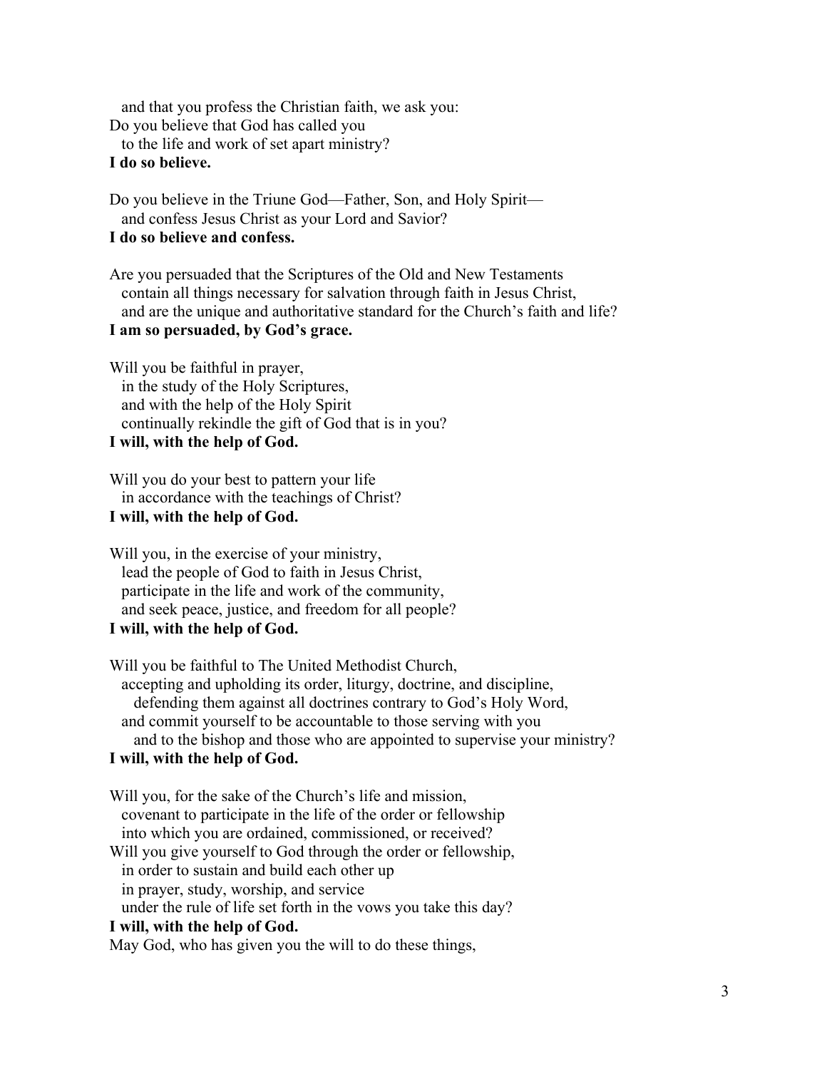and that you profess the Christian faith, we ask you:
Do you believe that God has called you
to the life and work of set apart ministry?
**I do so believe.**

Do you believe in the Triune God—Father, Son, and Holy Spirit—
and confess Jesus Christ as your Lord and Savior?
**I do so believe and confess.**

Are you persuaded that the Scriptures of the Old and New Testaments
contain all things necessary for salvation through faith in Jesus Christ,
and are the unique and authoritative standard for the Church's faith and life?
**I am so persuaded, by God's grace.**

Will you be faithful in prayer,
in the study of the Holy Scriptures,
and with the help of the Holy Spirit
continually rekindle the gift of God that is in you?
**I will, with the help of God.**

Will you do your best to pattern your life
in accordance with the teachings of Christ?
**I will, with the help of God.**

Will you, in the exercise of your ministry,
lead the people of God to faith in Jesus Christ,
participate in the life and work of the community,
and seek peace, justice, and freedom for all people?
**I will, with the help of God.**

Will you be faithful to The United Methodist Church,
accepting and upholding its order, liturgy, doctrine, and discipline,
defending them against all doctrines contrary to God's Holy Word,
and commit yourself to be accountable to those serving with you
and to the bishop and those who are appointed to supervise your ministry?
**I will, with the help of God.**

Will you, for the sake of the Church's life and mission,
covenant to participate in the life of the order or fellowship
into which you are ordained, commissioned, or received?
Will you give yourself to God through the order or fellowship,
in order to sustain and build each other up
in prayer, study, worship, and service
under the rule of life set forth in the vows you take this day?
**I will, with the help of God.**
May God, who has given you the will to do these things,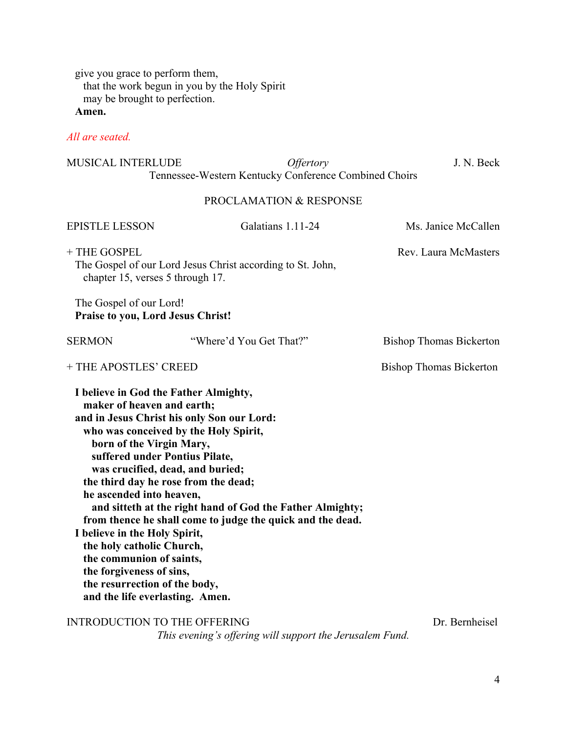give you grace to perform them,  
  that the work begun in you by the Holy Spirit  
  may be brought to perfection.  
**Amen.**

*All are seated.*

MUSICAL INTERLUDE *Offertory* J. N. Beck  
Tennessee-Western Kentucky Conference Combined Choirs

## PROCLAMATION & RESPONSE

EPISTLE LESSON Galatians 1.11-24 Ms. Janice McCallen

+ THE GOSPEL Rev. Laura McMasters  
The Gospel of our Lord Jesus Christ according to St. John,  
  chapter 15, verses 5 through 17.

The Gospel of our Lord!  
**Praise to you, Lord Jesus Christ!**

SERMON "Where'd You Get That?" Bishop Thomas Bickerton

+ THE APOSTLES' CREED Bishop Thomas Bickerton

**I believe in God the Father Almighty,**  
  **maker of heaven and earth;**  
**and in Jesus Christ his only Son our Lord:**  
  **who was conceived by the Holy Spirit,**  
    **born of the Virgin Mary,**  
    **suffered under Pontius Pilate,**  
    **was crucified, dead, and buried;**  
  **the third day he rose from the dead;**  
  **he ascended into heaven,**  
    **and sitteth at the right hand of God the Father Almighty;**  
  **from thence he shall come to judge the quick and the dead.**  
**I believe in the Holy Spirit,**  
  **the holy catholic Church,**  
  **the communion of saints,**  
  **the forgiveness of sins,**  
  **the resurrection of the body,**  
  **and the life everlasting. Amen.**

INTRODUCTION TO THE OFFERING Dr. Bernheisel  
*This evening's offering will support the Jerusalem Fund.*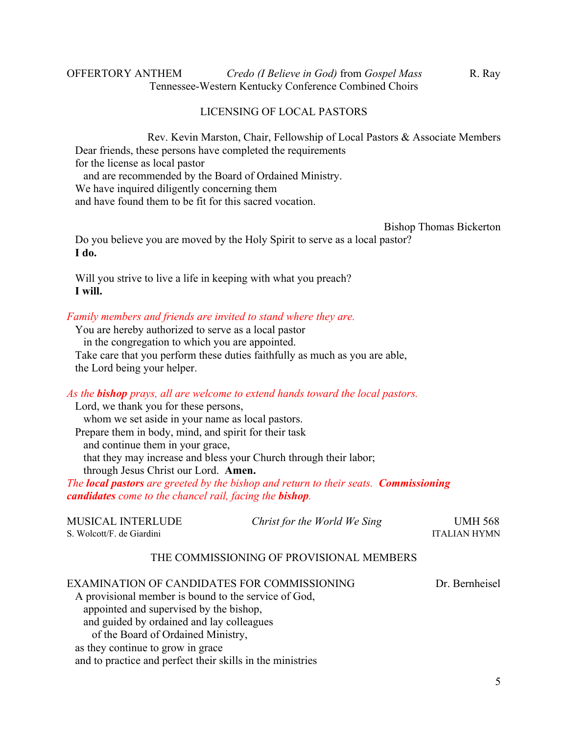OFFERTORY ANTHEM *Credo (I Believe in God)* from *Gospel Mass* R. Ray
Tennessee-Western Kentucky Conference Combined Choirs

## LICENSING OF LOCAL PASTORS

Rev. Kevin Marston, Chair, Fellowship of Local Pastors & Associate Members

Dear friends, these persons have completed the requirements
for the license as local pastor
and are recommended by the Board of Ordained Ministry.
We have inquired diligently concerning them
and have found them to be fit for this sacred vocation.

Bishop Thomas Bickerton

Do you believe you are moved by the Holy Spirit to serve as a local pastor?
**I do.**

Will you strive to live a life in keeping with what you preach?
**I will.**

*Family members and friends are invited to stand where they are.*

You are hereby authorized to serve as a local pastor
in the congregation to which you are appointed.
Take care that you perform these duties faithfully as much as you are able,
the Lord being your helper.

*As the **bishop** prays, all are welcome to extend hands toward the local pastors.*

Lord, we thank you for these persons,
whom we set aside in your name as local pastors.
Prepare them in body, mind, and spirit for their task
and continue them in your grace,
that they may increase and bless your Church through their labor;
through Jesus Christ our Lord. **Amen.**

*The **local pastors** are greeted by the bishop and return to their seats. **Commissioning candidates** come to the chancel rail, facing the **bishop**.*

MUSICAL INTERLUDE *Christ for the World We Sing* UMH 568
S. Wolcott/F. de Giardini ITALIAN HYMN

## THE COMMISSIONING OF PROVISIONAL MEMBERS

EXAMINATION OF CANDIDATES FOR COMMISSIONING Dr. Bernheisel

A provisional member is bound to the service of God,
appointed and supervised by the bishop,
and guided by ordained and lay colleagues
of the Board of Ordained Ministry,
as they continue to grow in grace
and to practice and perfect their skills in the ministries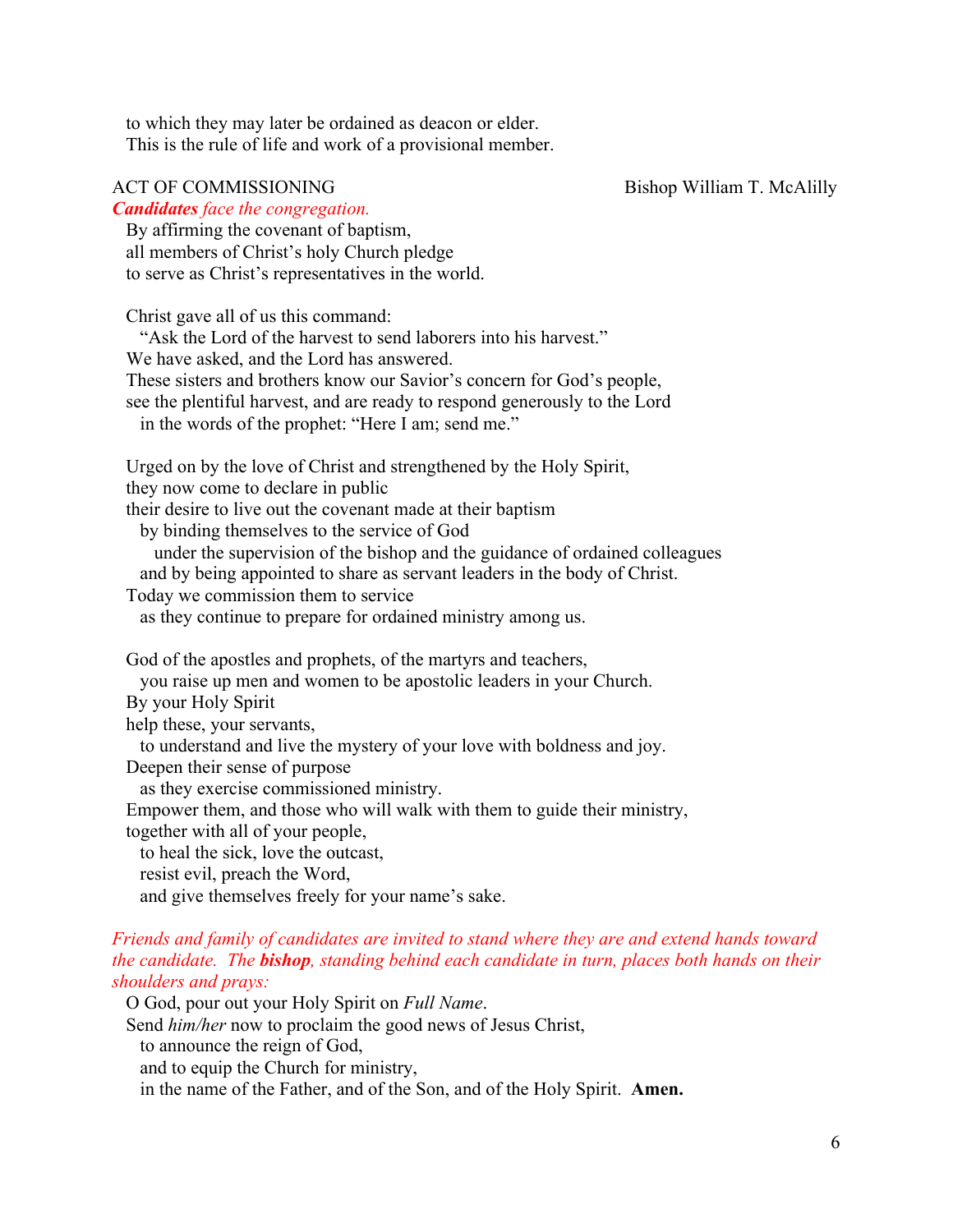to which they may later be ordained as deacon or elder.
This is the rule of life and work of a provisional member.

ACT OF COMMISSIONING — Bishop William T. McAlilly

***Candidates** face the congregation.*

By affirming the covenant of baptism,
all members of Christ's holy Church pledge
to serve as Christ's representatives in the world.

Christ gave all of us this command:
"Ask the Lord of the harvest to send laborers into his harvest."
We have asked, and the Lord has answered.
These sisters and brothers know our Savior's concern for God's people,
see the plentiful harvest, and are ready to respond generously to the Lord
in the words of the prophet: "Here I am; send me."

Urged on by the love of Christ and strengthened by the Holy Spirit,
they now come to declare in public
their desire to live out the covenant made at their baptism
by binding themselves to the service of God
under the supervision of the bishop and the guidance of ordained colleagues
and by being appointed to share as servant leaders in the body of Christ.
Today we commission them to service
as they continue to prepare for ordained ministry among us.

God of the apostles and prophets, of the martyrs and teachers,
you raise up men and women to be apostolic leaders in your Church.
By your Holy Spirit
help these, your servants,
to understand and live the mystery of your love with boldness and joy.
Deepen their sense of purpose
as they exercise commissioned ministry.
Empower them, and those who will walk with them to guide their ministry,
together with all of your people,
to heal the sick, love the outcast,
resist evil, preach the Word,
and give themselves freely for your name's sake.

*Friends and family of candidates are invited to stand where they are and extend hands toward the candidate. The **bishop**, standing behind each candidate in turn, places both hands on their shoulders and prays:*

O God, pour out your Holy Spirit on *Full Name*.
Send *him/her* now to proclaim the good news of Jesus Christ,
to announce the reign of God,
and to equip the Church for ministry,
in the name of the Father, and of the Son, and of the Holy Spirit. **Amen.**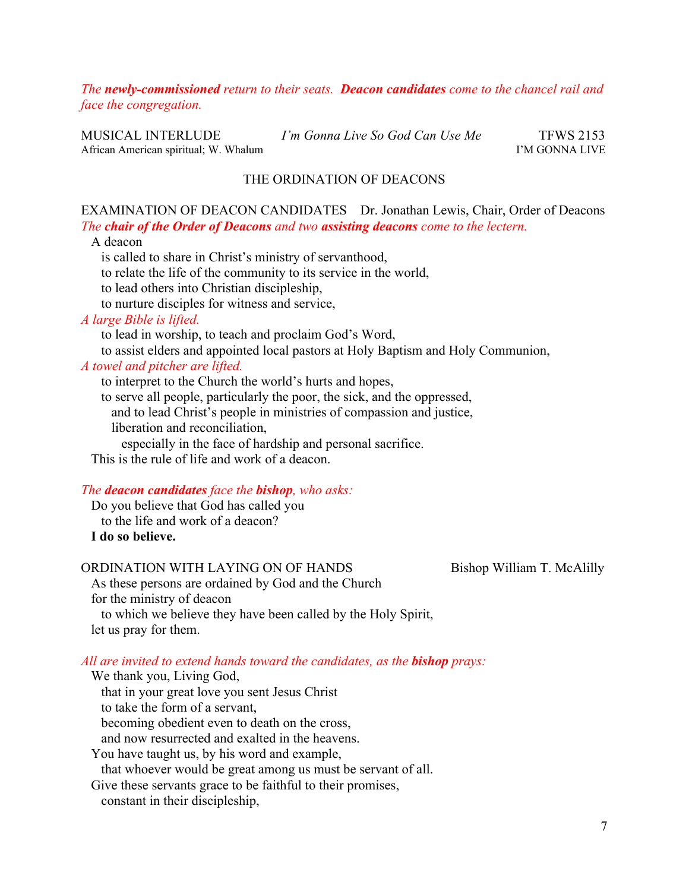*The **newly-commissioned** return to their seats. **Deacon candidates** come to the chancel rail and face the congregation.*

MUSICAL INTERLUDE *I'm Gonna Live So God Can Use Me* TFWS 2153
African American spiritual; W. Whalum I'M GONNA LIVE

## THE ORDINATION OF DEACONS

EXAMINATION OF DEACON CANDIDATES Dr. Jonathan Lewis, Chair, Order of Deacons

*The **chair of the Order of Deacons** and two **assisting deacons** come to the lectern.*

A deacon
is called to share in Christ's ministry of servanthood,
to relate the life of the community to its service in the world,
to lead others into Christian discipleship,
to nurture disciples for witness and service,

*A large Bible is lifted.*

to lead in worship, to teach and proclaim God's Word,
to assist elders and appointed local pastors at Holy Baptism and Holy Communion,

*A towel and pitcher are lifted.*

to interpret to the Church the world's hurts and hopes,
to serve all people, particularly the poor, the sick, and the oppressed,
and to lead Christ's people in ministries of compassion and justice,
liberation and reconciliation,
especially in the face of hardship and personal sacrifice.
This is the rule of life and work of a deacon.

*The **deacon candidates** face the **bishop**, who asks:*

Do you believe that God has called you
to the life and work of a deacon?
**I do so believe.**

ORDINATION WITH LAYING ON OF HANDS Bishop William T. McAlilly

As these persons are ordained by God and the Church
for the ministry of deacon
to which we believe they have been called by the Holy Spirit,
let us pray for them.

*All are invited to extend hands toward the candidates, as the **bishop** prays:*

We thank you, Living God,
that in your great love you sent Jesus Christ
to take the form of a servant,
becoming obedient even to death on the cross,
and now resurrected and exalted in the heavens.
You have taught us, by his word and example,
that whoever would be great among us must be servant of all.
Give these servants grace to be faithful to their promises,
constant in their discipleship,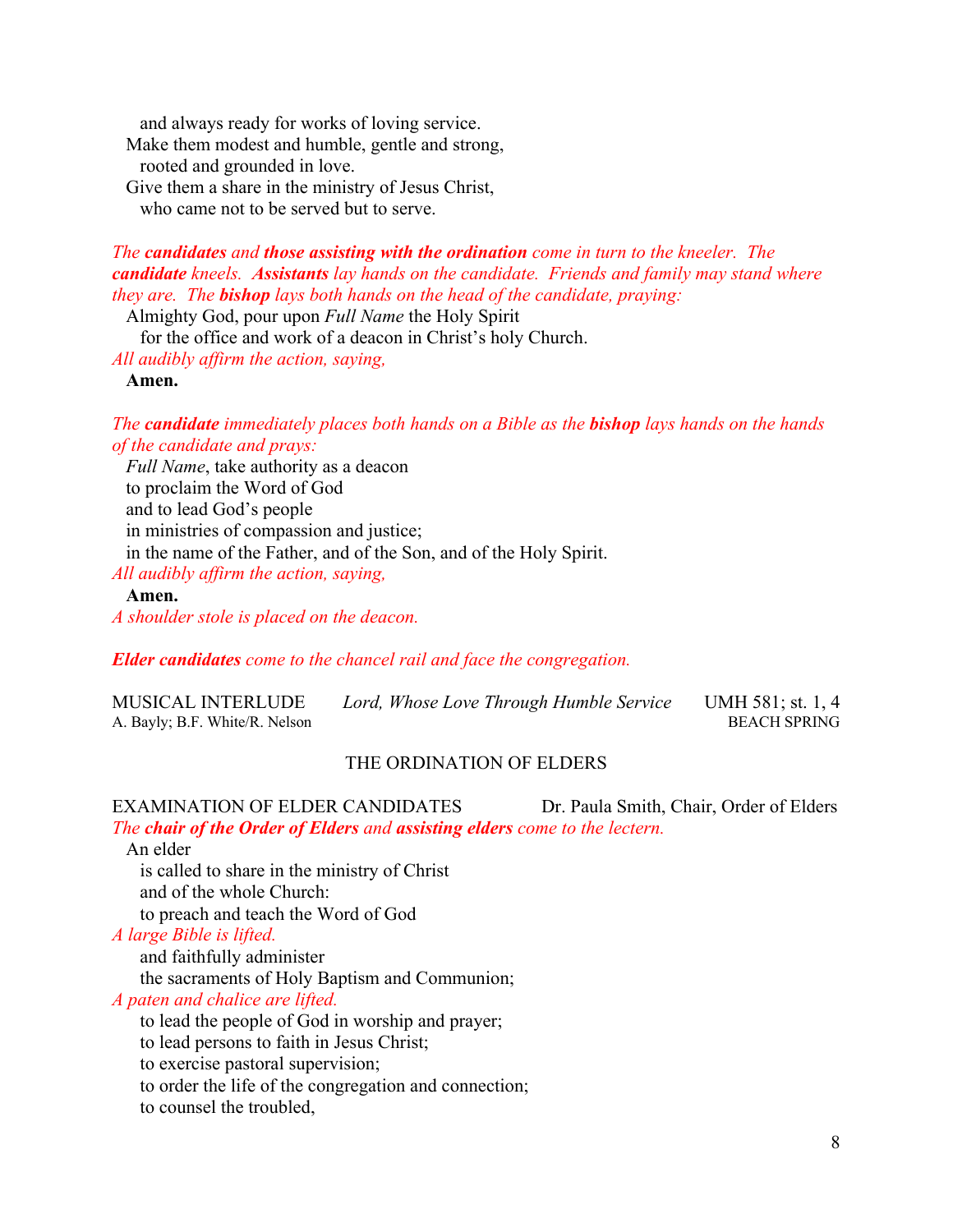and always ready for works of loving service.
Make them modest and humble, gentle and strong,
rooted and grounded in love.
Give them a share in the ministry of Jesus Christ,
who came not to be served but to serve.

*The* ***candidates*** *and* ***those assisting with the ordination*** *come in turn to the kneeler. The* ***candidate*** *kneels.* ***Assistants*** *lay hands on the candidate. Friends and family may stand where they are. The* ***bishop*** *lays both hands on the head of the candidate, praying:*

Almighty God, pour upon *Full Name* the Holy Spirit
for the office and work of a deacon in Christ's holy Church.

*All audibly affirm the action, saying,*

**Amen.**

*The* ***candidate*** *immediately places both hands on a Bible as the* ***bishop*** *lays hands on the hands of the candidate and prays:*

*Full Name*, take authority as a deacon
to proclaim the Word of God
and to lead God's people
in ministries of compassion and justice;
in the name of the Father, and of the Son, and of the Holy Spirit.

*All audibly affirm the action, saying,*

**Amen.**

*A shoulder stole is placed on the deacon.*

***Elder candidates*** *come to the chancel rail and face the congregation.*

MUSICAL INTERLUDE *Lord, Whose Love Through Humble Service* UMH 581; st. 1, 4
A. Bayly; B.F. White/R. Nelson BEACH SPRING

## THE ORDINATION OF ELDERS

EXAMINATION OF ELDER CANDIDATES Dr. Paula Smith, Chair, Order of Elders

*The* ***chair of the Order of Elders*** *and* ***assisting elders*** *come to the lectern.*

An elder
is called to share in the ministry of Christ
and of the whole Church:
to preach and teach the Word of God

*A large Bible is lifted.*

and faithfully administer
the sacraments of Holy Baptism and Communion;

*A paten and chalice are lifted.*

to lead the people of God in worship and prayer;
to lead persons to faith in Jesus Christ;
to exercise pastoral supervision;
to order the life of the congregation and connection;
to counsel the troubled,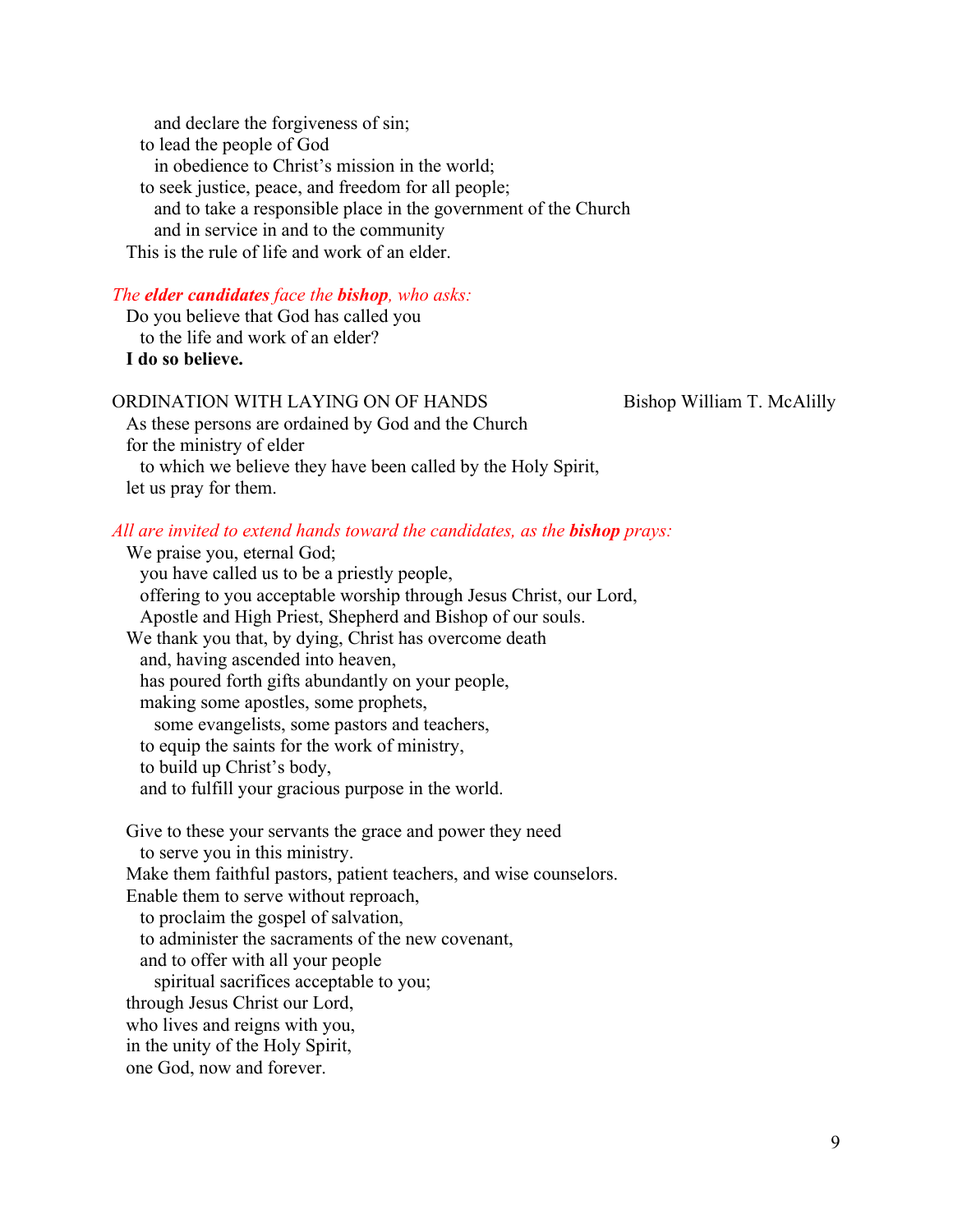and declare the forgiveness of sin;
to lead the people of God
in obedience to Christ's mission in the world;
to seek justice, peace, and freedom for all people;
and to take a responsible place in the government of the Church
and in service in and to the community
This is the rule of life and work of an elder.

*The **elder candidates** face the **bishop**, who asks:*

Do you believe that God has called you
to the life and work of an elder?

**I do so believe.**

ORDINATION WITH LAYING ON OF HANDS — Bishop William T. McAlilly

As these persons are ordained by God and the Church
for the ministry of elder
to which we believe they have been called by the Holy Spirit,
let us pray for them.

*All are invited to extend hands toward the candidates, as the **bishop** prays:*

We praise you, eternal God;
you have called us to be a priestly people,
offering to you acceptable worship through Jesus Christ, our Lord,
Apostle and High Priest, Shepherd and Bishop of our souls.
We thank you that, by dying, Christ has overcome death
and, having ascended into heaven,
has poured forth gifts abundantly on your people,
making some apostles, some prophets,
some evangelists, some pastors and teachers,
to equip the saints for the work of ministry,
to build up Christ's body,
and to fulfill your gracious purpose in the world.

Give to these your servants the grace and power they need
to serve you in this ministry.
Make them faithful pastors, patient teachers, and wise counselors.
Enable them to serve without reproach,
to proclaim the gospel of salvation,
to administer the sacraments of the new covenant,
and to offer with all your people
spiritual sacrifices acceptable to you;
through Jesus Christ our Lord,
who lives and reigns with you,
in the unity of the Holy Spirit,
one God, now and forever.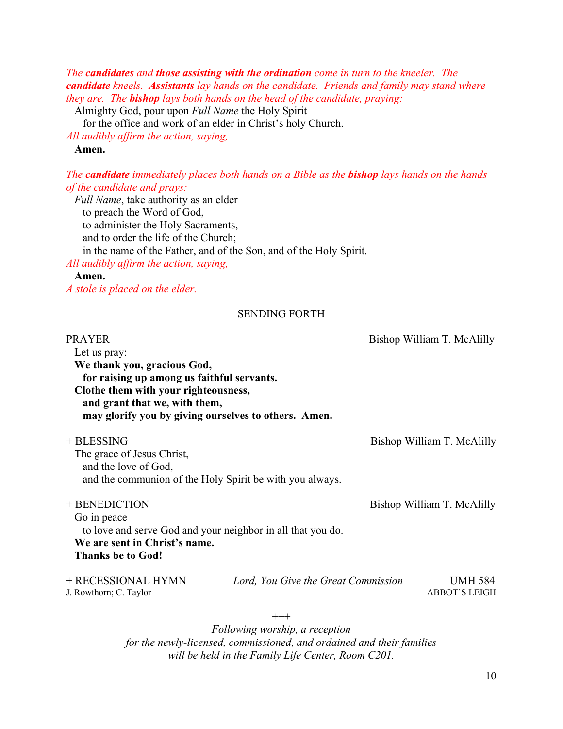*The **candidates** and **those assisting with the ordination** come in turn to the kneeler. The **candidate** kneels. **Assistants** lay hands on the candidate. Friends and family may stand where they are. The **bishop** lays both hands on the head of the candidate, praying:*

Almighty God, pour upon *Full Name* the Holy Spirit
for the office and work of an elder in Christ's holy Church.

*All audibly affirm the action, saying,*

**Amen.**

*The **candidate** immediately places both hands on a Bible as the **bishop** lays hands on the hands of the candidate and prays:*

*Full Name*, take authority as an elder
to preach the Word of God,
to administer the Holy Sacraments,
and to order the life of the Church;
in the name of the Father, and of the Son, and of the Holy Spirit.

*All audibly affirm the action, saying,*

**Amen.**

*A stole is placed on the elder.*

## SENDING FORTH

PRAYER — Bishop William T. McAlilly

Let us pray:
**We thank you, gracious God,**
**for raising up among us faithful servants.**
**Clothe them with your righteousness,**
**and grant that we, with them,**
**may glorify you by giving ourselves to others. Amen.**

+ BLESSING — Bishop William T. McAlilly

The grace of Jesus Christ,
and the love of God,
and the communion of the Holy Spirit be with you always.

+ BENEDICTION — Bishop William T. McAlilly

Go in peace
to love and serve God and your neighbor in all that you do.
**We are sent in Christ's name.**
**Thanks be to God!**

+ RECESSIONAL HYMN — *Lord, You Give the Great Commission* — UMH 584
J. Rowthorn; C. Taylor — ABBOT'S LEIGH

+++

*Following worship, a reception*
*for the newly-licensed, commissioned, and ordained and their families*
*will be held in the Family Life Center, Room C201.*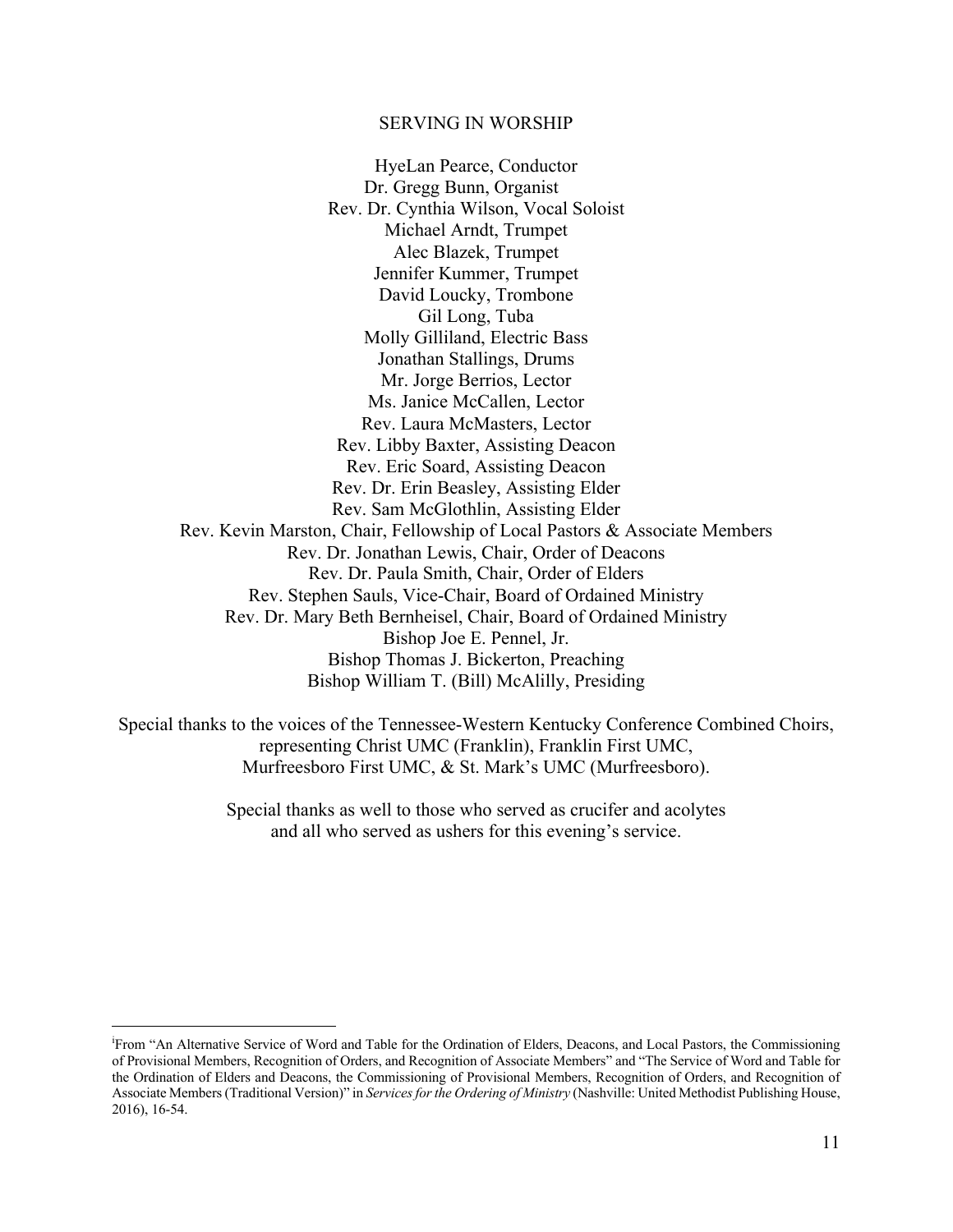## SERVING IN WORSHIP

HyeLan Pearce, Conductor
Dr. Gregg Bunn, Organist
Rev. Dr. Cynthia Wilson, Vocal Soloist
Michael Arndt, Trumpet
Alec Blazek, Trumpet
Jennifer Kummer, Trumpet
David Loucky, Trombone
Gil Long, Tuba
Molly Gilliland, Electric Bass
Jonathan Stallings, Drums
Mr. Jorge Berrios, Lector
Ms. Janice McCallen, Lector
Rev. Laura McMasters, Lector
Rev. Libby Baxter, Assisting Deacon
Rev. Eric Soard, Assisting Deacon
Rev. Dr. Erin Beasley, Assisting Elder
Rev. Sam McGlothlin, Assisting Elder
Rev. Kevin Marston, Chair, Fellowship of Local Pastors & Associate Members
Rev. Dr. Jonathan Lewis, Chair, Order of Deacons
Rev. Dr. Paula Smith, Chair, Order of Elders
Rev. Stephen Sauls, Vice-Chair, Board of Ordained Ministry
Rev. Dr. Mary Beth Bernheisel, Chair, Board of Ordained Ministry
Bishop Joe E. Pennel, Jr.
Bishop Thomas J. Bickerton, Preaching
Bishop William T. (Bill) McAlilly, Presiding

Special thanks to the voices of the Tennessee-Western Kentucky Conference Combined Choirs, representing Christ UMC (Franklin), Franklin First UMC, Murfreesboro First UMC, & St. Mark's UMC (Murfreesboro).

Special thanks as well to those who served as crucifer and acolytes and all who served as ushers for this evening's service.

---

[i]From "An Alternative Service of Word and Table for the Ordination of Elders, Deacons, and Local Pastors, the Commissioning of Provisional Members, Recognition of Orders, and Recognition of Associate Members" and "The Service of Word and Table for the Ordination of Elders and Deacons, the Commissioning of Provisional Members, Recognition of Orders, and Recognition of Associate Members (Traditional Version)" in *Services for the Ordering of Ministry* (Nashville: United Methodist Publishing House, 2016), 16-54.